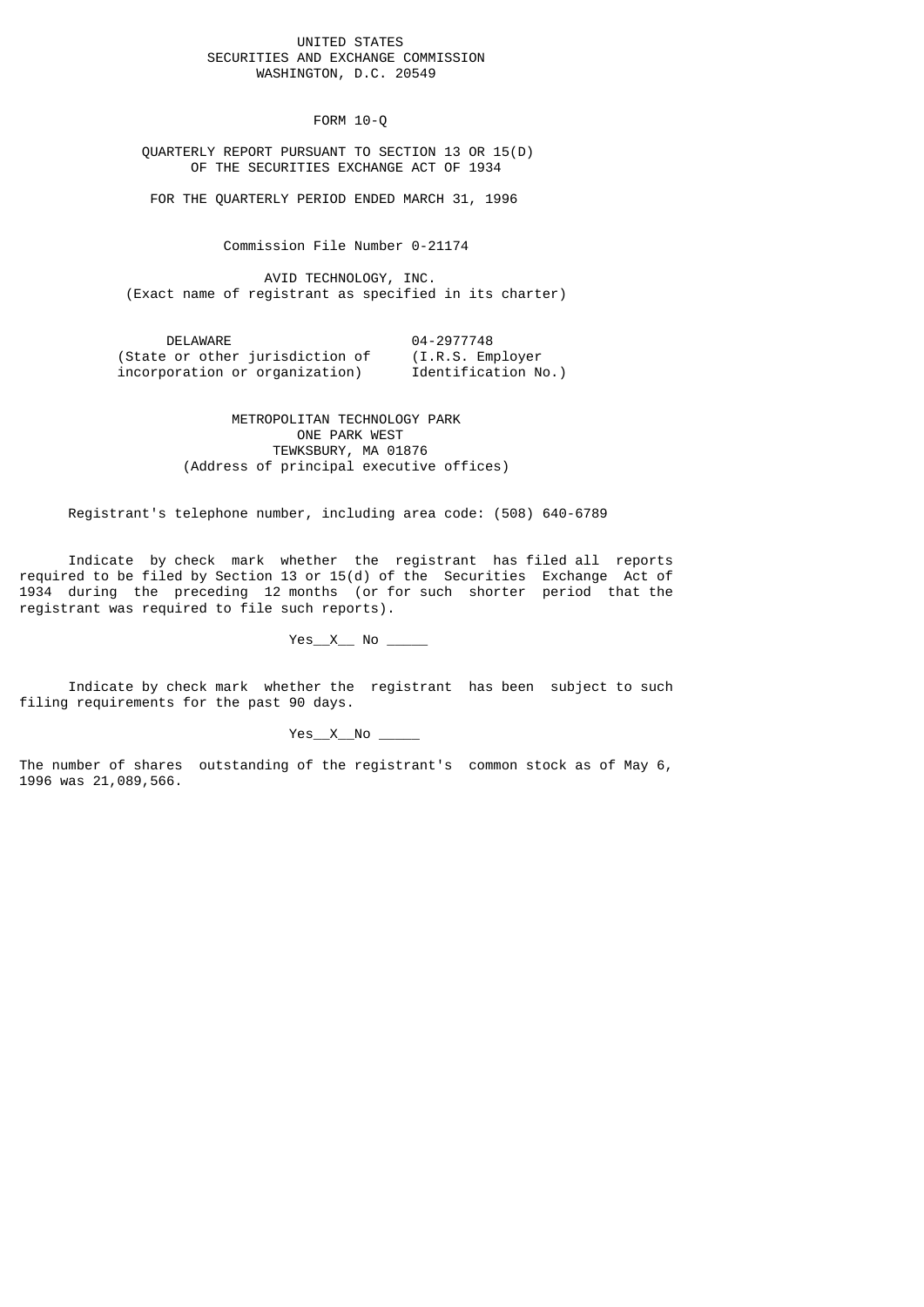UNITED STATES
SECURITIES AND EXCHANGE COMMISSION
WASHINGTON, D.C. 20549

# FORM 10-Q

QUARTERLY REPORT PURSUANT TO SECTION 13 OR 15(D)
OF THE SECURITIES EXCHANGE ACT OF 1934

FOR THE QUARTERLY PERIOD ENDED MARCH 31, 1996

Commission File Number 0-21174

## AVID TECHNOLOGY, INC.

(Exact name of registrant as specified in its charter)

| | |
|---|---|
| DELAWARE | 04-2977748 |
| (State or other jurisdiction of incorporation or organization) | (I.R.S. Employer Identification No.) |

METROPOLITAN TECHNOLOGY PARK
ONE PARK WEST
TEWKSBURY, MA 01876
(Address of principal executive offices)

Registrant's telephone number, including area code: (508) 640-6789

Indicate by check mark whether the registrant has filed all reports required to be filed by Section 13 or 15(d) of the Securities Exchange Act of 1934 during the preceding 12 months (or for such shorter period that the registrant was required to file such reports).

Yes__X__ No _____

Indicate by check mark whether the registrant has been subject to such filing requirements for the past 90 days.

Yes__X__No _____

The number of shares outstanding of the registrant's common stock as of May 6, 1996 was 21,089,566.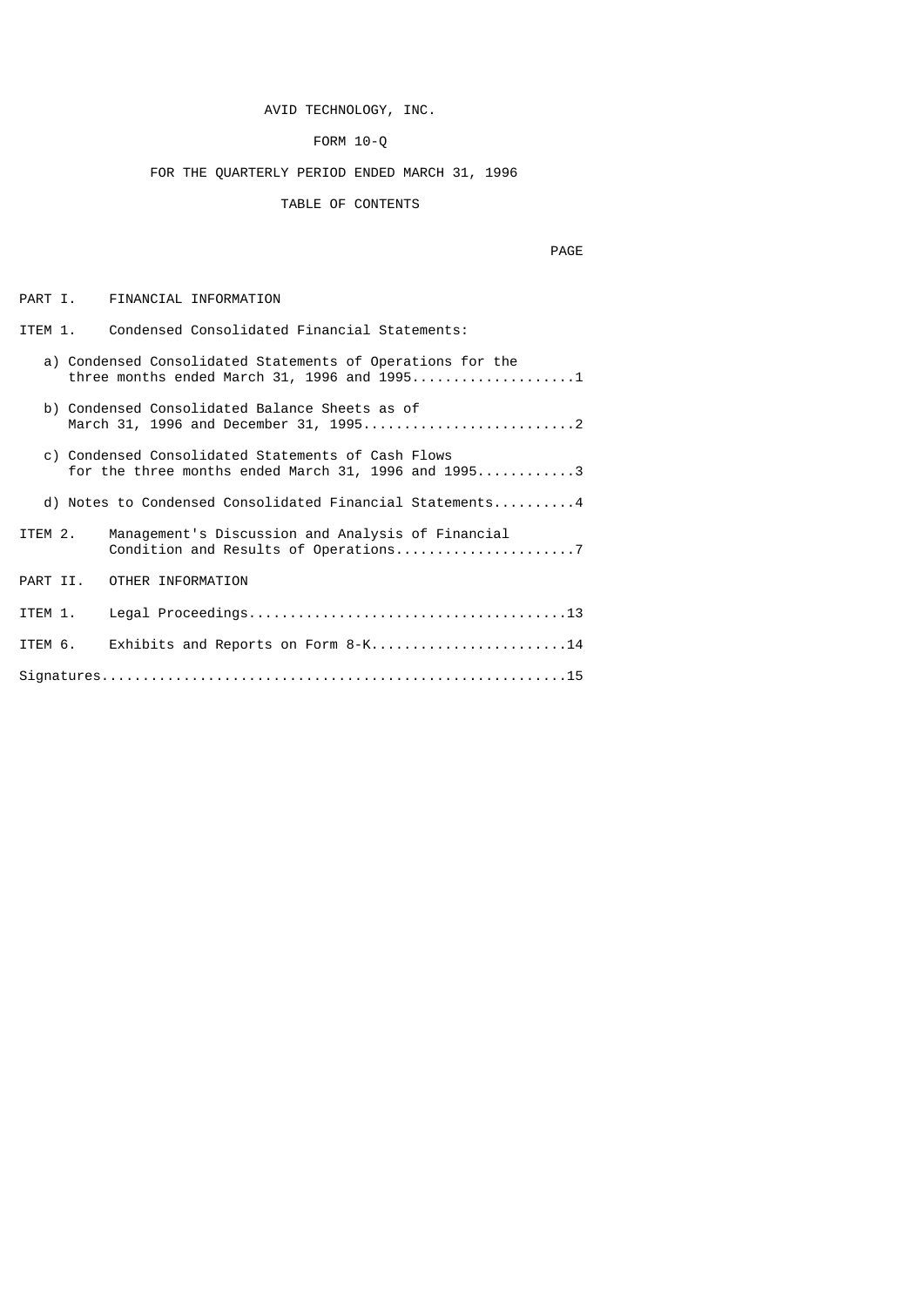AVID TECHNOLOGY, INC.

FORM 10-Q

FOR THE QUARTERLY PERIOD ENDED MARCH 31, 1996

TABLE OF CONTENTS

| | | PAGE |
|---|---|---|
| PART I. | FINANCIAL INFORMATION | |
| ITEM 1. | Condensed Consolidated Financial Statements: | |
| | a) Condensed Consolidated Statements of Operations for the three months ended March 31, 1996 and 1995 | 1 |
| | b) Condensed Consolidated Balance Sheets as of March 31, 1996 and December 31, 1995 | 2 |
| | c) Condensed Consolidated Statements of Cash Flows for the three months ended March 31, 1996 and 1995 | 3 |
| | d) Notes to Condensed Consolidated Financial Statements | 4 |
| ITEM 2. | Management's Discussion and Analysis of Financial Condition and Results of Operations | 7 |
| PART II. | OTHER INFORMATION | |
| ITEM 1. | Legal Proceedings | 13 |
| ITEM 6. | Exhibits and Reports on Form 8-K | 14 |
| Signatures | | 15 |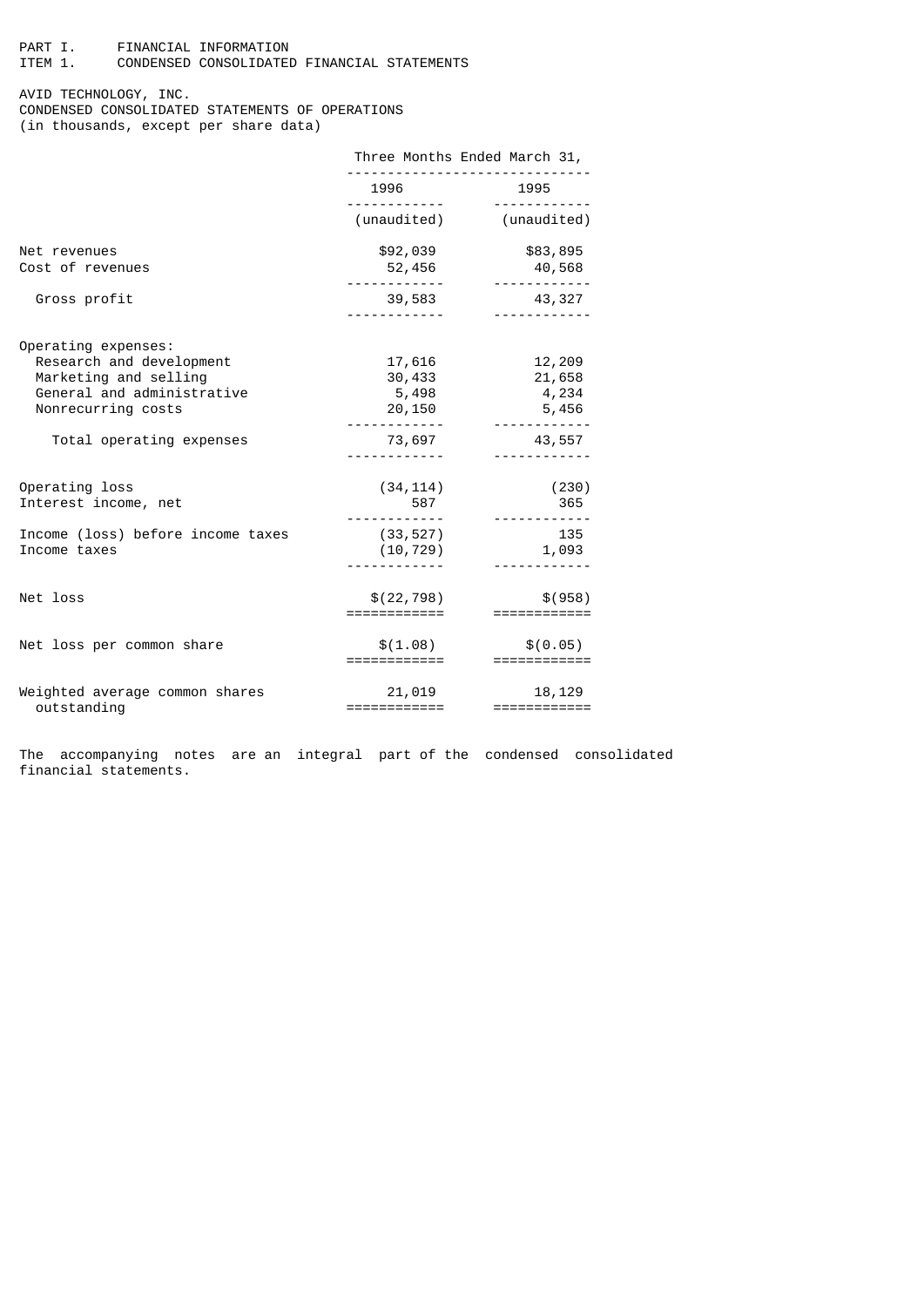PART I. FINANCIAL INFORMATION
ITEM 1. CONDENSED CONSOLIDATED FINANCIAL STATEMENTS

AVID TECHNOLOGY, INC.
CONDENSED CONSOLIDATED STATEMENTS OF OPERATIONS
(in thousands, except per share data)

| | Three Months Ended March 31, | |
|---|---|---|
| | 1996 | 1995 |
| | (unaudited) | (unaudited) |
| Net revenues | $92,039 | $83,895 |
| Cost of revenues | 52,456 | 40,568 |
| Gross profit | 39,583 | 43,327 |
| Operating expenses: | | |
| Research and development | 17,616 | 12,209 |
| Marketing and selling | 30,433 | 21,658 |
| General and administrative | 5,498 | 4,234 |
| Nonrecurring costs | 20,150 | 5,456 |
| Total operating expenses | 73,697 | 43,557 |
| Operating loss | (34,114) | (230) |
| Interest income, net | 587 | 365 |
| Income (loss) before income taxes | (33,527) | 135 |
| Income taxes | (10,729) | 1,093 |
| Net loss | $(22,798) | $(958) |
| Net loss per common share | $(1.08) | $(0.05) |
| Weighted average common shares outstanding | 21,019 | 18,129 |

The accompanying notes are an integral part of the condensed consolidated financial statements.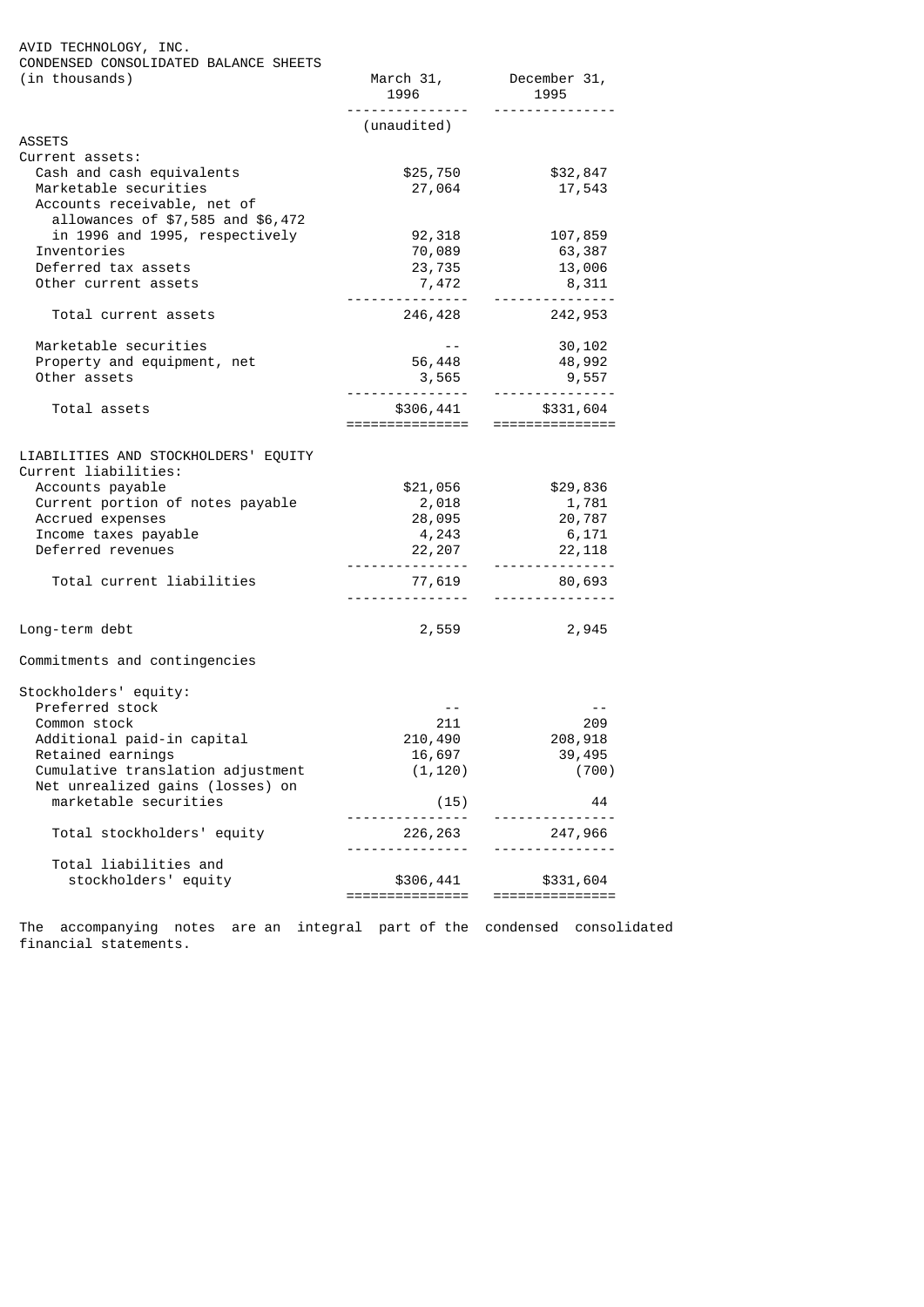AVID TECHNOLOGY, INC.
CONDENSED CONSOLIDATED BALANCE SHEETS
(in thousands)

| | March 31, 1996 | December 31, 1995 |
|---|---|---|
| | (unaudited) | |
| **ASSETS** | | |
| Current assets: | | |
| Cash and cash equivalents | $25,750 | $32,847 |
| Marketable securities | 27,064 | 17,543 |
| Accounts receivable, net of allowances of $7,585 and $6,472 in 1996 and 1995, respectively | 92,318 | 107,859 |
| Inventories | 70,089 | 63,387 |
| Deferred tax assets | 23,735 | 13,006 |
| Other current assets | 7,472 | 8,311 |
| Total current assets | 246,428 | 242,953 |
| Marketable securities | -- | 30,102 |
| Property and equipment, net | 56,448 | 48,992 |
| Other assets | 3,565 | 9,557 |
| Total assets | $306,441 | $331,604 |
| **LIABILITIES AND STOCKHOLDERS' EQUITY** | | |
| Current liabilities: | | |
| Accounts payable | $21,056 | $29,836 |
| Current portion of notes payable | 2,018 | 1,781 |
| Accrued expenses | 28,095 | 20,787 |
| Income taxes payable | 4,243 | 6,171 |
| Deferred revenues | 22,207 | 22,118 |
| Total current liabilities | 77,619 | 80,693 |
| Long-term debt | 2,559 | 2,945 |
| Commitments and contingencies | | |
| Stockholders' equity: | | |
| Preferred stock | -- | -- |
| Common stock | 211 | 209 |
| Additional paid-in capital | 210,490 | 208,918 |
| Retained earnings | 16,697 | 39,495 |
| Cumulative translation adjustment | (1,120) | (700) |
| Net unrealized gains (losses) on marketable securities | (15) | 44 |
| Total stockholders' equity | 226,263 | 247,966 |
| Total liabilities and stockholders' equity | $306,441 | $331,604 |

The accompanying notes are an integral part of the condensed consolidated financial statements.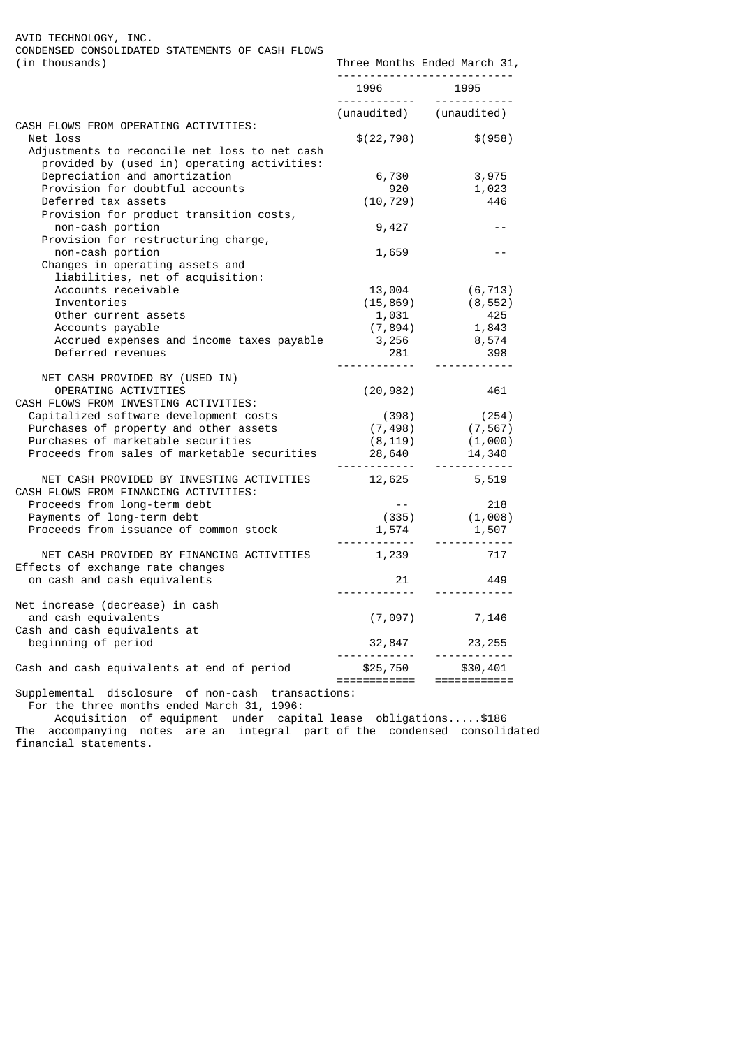AVID TECHNOLOGY, INC.
CONDENSED CONSOLIDATED STATEMENTS OF CASH FLOWS
(in thousands)

| | Three Months Ended March 31, | |
|---|---|---|
| | 1996 | 1995 |
| | (unaudited) | (unaudited) |
| CASH FLOWS FROM OPERATING ACTIVITIES: | | |
| Net loss | $(22,798) | $(958) |
| Adjustments to reconcile net loss to net cash provided by (used in) operating activities: | | |
| Depreciation and amortization | 6,730 | 3,975 |
| Provision for doubtful accounts | 920 | 1,023 |
| Deferred tax assets | (10,729) | 446 |
| Provision for product transition costs, non-cash portion | 9,427 | -- |
| Provision for restructuring charge, non-cash portion | 1,659 | -- |
| Changes in operating assets and liabilities, net of acquisition: | | |
| Accounts receivable | 13,004 | (6,713) |
| Inventories | (15,869) | (8,552) |
| Other current assets | 1,031 | 425 |
| Accounts payable | (7,894) | 1,843 |
| Accrued expenses and income taxes payable | 3,256 | 8,574 |
| Deferred revenues | 281 | 398 |
| NET CASH PROVIDED BY (USED IN) OPERATING ACTIVITIES | (20,982) | 461 |
| CASH FLOWS FROM INVESTING ACTIVITIES: | | |
| Capitalized software development costs | (398) | (254) |
| Purchases of property and other assets | (7,498) | (7,567) |
| Purchases of marketable securities | (8,119) | (1,000) |
| Proceeds from sales of marketable securities | 28,640 | 14,340 |
| NET CASH PROVIDED BY INVESTING ACTIVITIES | 12,625 | 5,519 |
| CASH FLOWS FROM FINANCING ACTIVITIES: | | |
| Proceeds from long-term debt | -- | 218 |
| Payments of long-term debt | (335) | (1,008) |
| Proceeds from issuance of common stock | 1,574 | 1,507 |
| NET CASH PROVIDED BY FINANCING ACTIVITIES | 1,239 | 717 |
| Effects of exchange rate changes on cash and cash equivalents | 21 | 449 |
| Net increase (decrease) in cash and cash equivalents | (7,097) | 7,146 |
| Cash and cash equivalents at beginning of period | 32,847 | 23,255 |
| Cash and cash equivalents at end of period | $25,750 | $30,401 |

Supplemental disclosure of non-cash transactions:
For the three months ended March 31, 1996:
Acquisition of equipment under capital lease obligations.....$186

The accompanying notes are an integral part of the condensed consolidated financial statements.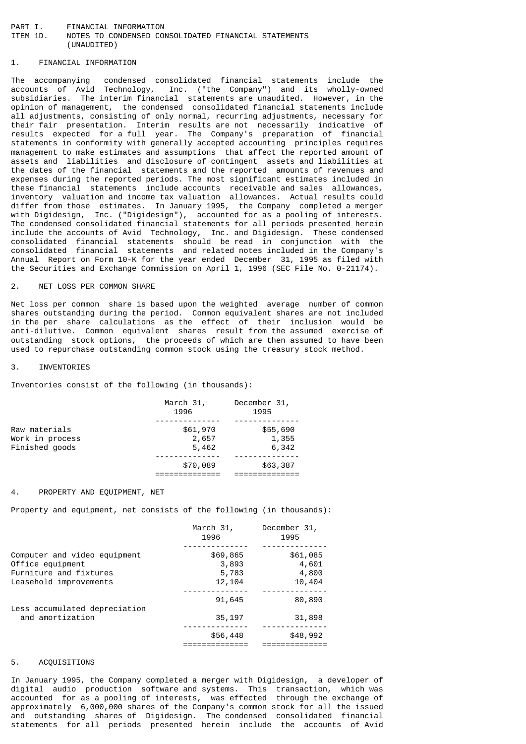PART I. FINANCIAL INFORMATION
ITEM 1D. NOTES TO CONDENSED CONSOLIDATED FINANCIAL STATEMENTS (UNAUDITED)

## 1. FINANCIAL INFORMATION

The accompanying condensed consolidated financial statements include the accounts of Avid Technology, Inc. ("the Company") and its wholly-owned subsidiaries. The interim financial statements are unaudited. However, in the opinion of management, the condensed consolidated financial statements include all adjustments, consisting of only normal, recurring adjustments, necessary for their fair presentation. Interim results are not necessarily indicative of results expected for a full year. The Company's preparation of financial statements in conformity with generally accepted accounting principles requires management to make estimates and assumptions that affect the reported amount of assets and liabilities and disclosure of contingent assets and liabilities at the dates of the financial statements and the reported amounts of revenues and expenses during the reported periods. The most significant estimates included in these financial statements include accounts receivable and sales allowances, inventory valuation and income tax valuation allowances. Actual results could differ from those estimates. In January 1995, the Company completed a merger with Digidesign, Inc. ("Digidesign"), accounted for as a pooling of interests. The condensed consolidated financial statements for all periods presented herein include the accounts of Avid Technology, Inc. and Digidesign. These condensed consolidated financial statements should be read in conjunction with the consolidated financial statements and related notes included in the Company's Annual Report on Form 10-K for the year ended December 31, 1995 as filed with the Securities and Exchange Commission on April 1, 1996 (SEC File No. 0-21174).

## 2. NET LOSS PER COMMON SHARE

Net loss per common share is based upon the weighted average number of common shares outstanding during the period. Common equivalent shares are not included in the per share calculations as the effect of their inclusion would be anti-dilutive. Common equivalent shares result from the assumed exercise of outstanding stock options, the proceeds of which are then assumed to have been used to repurchase outstanding common stock using the treasury stock method.

## 3. INVENTORIES

Inventories consist of the following (in thousands):

| | March 31, 1996 | December 31, 1995 |
|---|---|---|
| Raw materials | $61,970 | $55,690 |
| Work in process | 2,657 | 1,355 |
| Finished goods | 5,462 | 6,342 |
| | $70,089 | $63,387 |

## 4. PROPERTY AND EQUIPMENT, NET

Property and equipment, net consists of the following (in thousands):

| | March 31, 1996 | December 31, 1995 |
|---|---|---|
| Computer and video equipment | $69,865 | $61,085 |
| Office equipment | 3,893 | 4,601 |
| Furniture and fixtures | 5,783 | 4,800 |
| Leasehold improvements | 12,104 | 10,404 |
| | 91,645 | 80,890 |
| Less accumulated depreciation and amortization | 35,197 | 31,898 |
| | $56,448 | $48,992 |

## 5. ACQUISITIONS

In January 1995, the Company completed a merger with Digidesign, a developer of digital audio production software and systems. This transaction, which was accounted for as a pooling of interests, was effected through the exchange of approximately 6,000,000 shares of the Company's common stock for all the issued and outstanding shares of Digidesign. The condensed consolidated financial statements for all periods presented herein include the accounts of Avid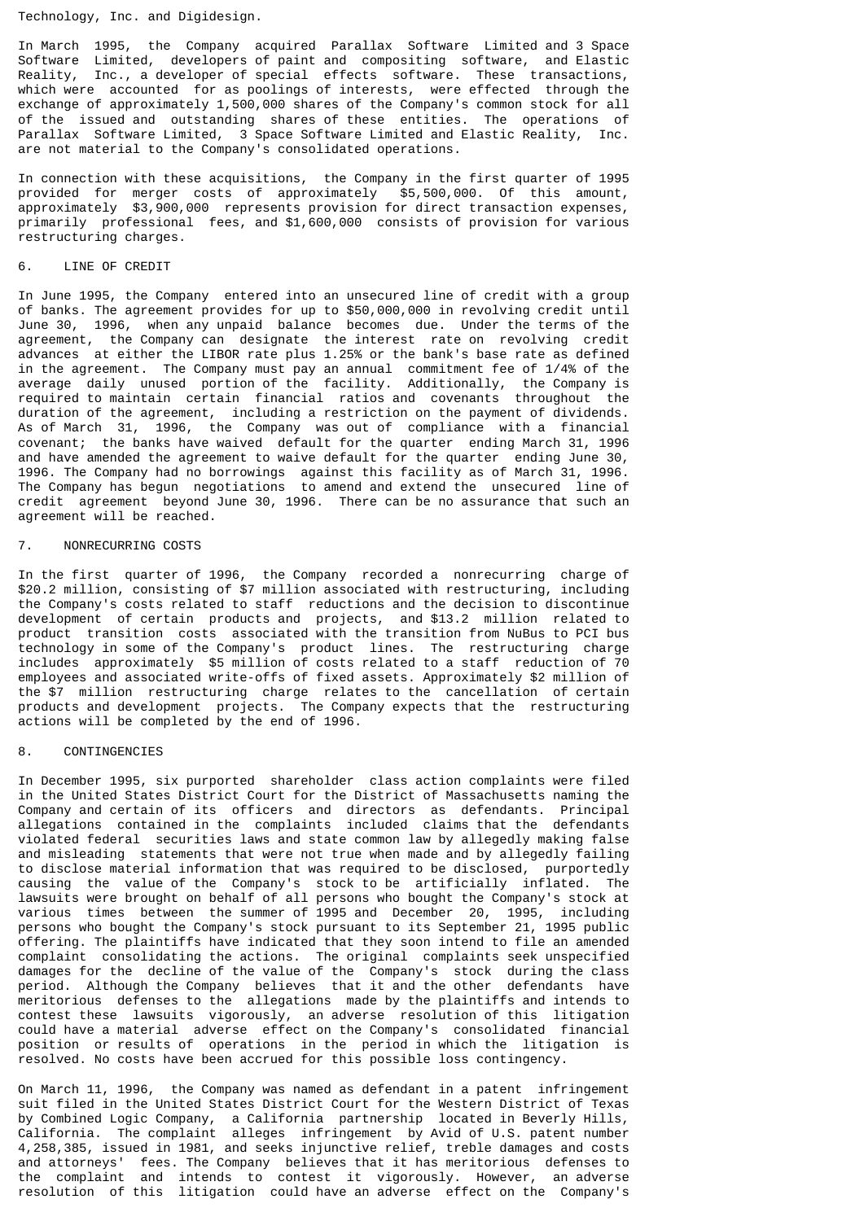Technology, Inc. and Digidesign.

In March 1995, the Company acquired Parallax Software Limited and 3 Space Software Limited, developers of paint and compositing software, and Elastic Reality, Inc., a developer of special effects software. These transactions, which were accounted for as poolings of interests, were effected through the exchange of approximately 1,500,000 shares of the Company's common stock for all of the issued and outstanding shares of these entities. The operations of Parallax Software Limited, 3 Space Software Limited and Elastic Reality, Inc. are not material to the Company's consolidated operations.

In connection with these acquisitions, the Company in the first quarter of 1995 provided for merger costs of approximately $5,500,000. Of this amount, approximately $3,900,000 represents provision for direct transaction expenses, primarily professional fees, and $1,600,000 consists of provision for various restructuring charges.

## 6. LINE OF CREDIT

In June 1995, the Company entered into an unsecured line of credit with a group of banks. The agreement provides for up to $50,000,000 in revolving credit until June 30, 1996, when any unpaid balance becomes due. Under the terms of the agreement, the Company can designate the interest rate on revolving credit advances at either the LIBOR rate plus 1.25% or the bank's base rate as defined in the agreement. The Company must pay an annual commitment fee of 1/4% of the average daily unused portion of the facility. Additionally, the Company is required to maintain certain financial ratios and covenants throughout the duration of the agreement, including a restriction on the payment of dividends. As of March 31, 1996, the Company was out of compliance with a financial covenant; the banks have waived default for the quarter ending March 31, 1996 and have amended the agreement to waive default for the quarter ending June 30, 1996. The Company had no borrowings against this facility as of March 31, 1996. The Company has begun negotiations to amend and extend the unsecured line of credit agreement beyond June 30, 1996. There can be no assurance that such an agreement will be reached.

## 7. NONRECURRING COSTS

In the first quarter of 1996, the Company recorded a nonrecurring charge of $20.2 million, consisting of $7 million associated with restructuring, including the Company's costs related to staff reductions and the decision to discontinue development of certain products and projects, and $13.2 million related to product transition costs associated with the transition from NuBus to PCI bus technology in some of the Company's product lines. The restructuring charge includes approximately $5 million of costs related to a staff reduction of 70 employees and associated write-offs of fixed assets. Approximately $2 million of the $7 million restructuring charge relates to the cancellation of certain products and development projects. The Company expects that the restructuring actions will be completed by the end of 1996.

## 8. CONTINGENCIES

In December 1995, six purported shareholder class action complaints were filed in the United States District Court for the District of Massachusetts naming the Company and certain of its officers and directors as defendants. Principal allegations contained in the complaints included claims that the defendants violated federal securities laws and state common law by allegedly making false and misleading statements that were not true when made and by allegedly failing to disclose material information that was required to be disclosed, purportedly causing the value of the Company's stock to be artificially inflated. The lawsuits were brought on behalf of all persons who bought the Company's stock at various times between the summer of 1995 and December 20, 1995, including persons who bought the Company's stock pursuant to its September 21, 1995 public offering. The plaintiffs have indicated that they soon intend to file an amended complaint consolidating the actions. The original complaints seek unspecified damages for the decline of the value of the Company's stock during the class period. Although the Company believes that it and the other defendants have meritorious defenses to the allegations made by the plaintiffs and intends to contest these lawsuits vigorously, an adverse resolution of this litigation could have a material adverse effect on the Company's consolidated financial position or results of operations in the period in which the litigation is resolved. No costs have been accrued for this possible loss contingency.

On March 11, 1996, the Company was named as defendant in a patent infringement suit filed in the United States District Court for the Western District of Texas by Combined Logic Company, a California partnership located in Beverly Hills, California. The complaint alleges infringement by Avid of U.S. patent number 4,258,385, issued in 1981, and seeks injunctive relief, treble damages and costs and attorneys' fees. The Company believes that it has meritorious defenses to the complaint and intends to contest it vigorously. However, an adverse resolution of this litigation could have an adverse effect on the Company's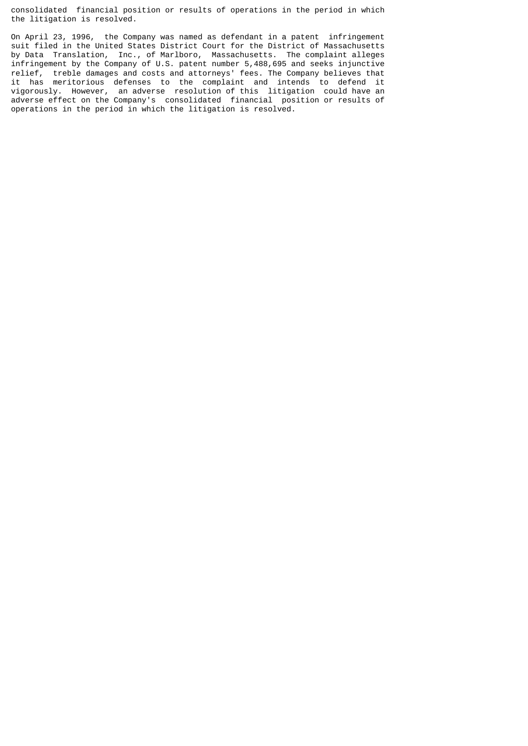consolidated financial position or results of operations in the period in which the litigation is resolved.

On April 23, 1996, the Company was named as defendant in a patent infringement suit filed in the United States District Court for the District of Massachusetts by Data Translation, Inc., of Marlboro, Massachusetts. The complaint alleges infringement by the Company of U.S. patent number 5,488,695 and seeks injunctive relief, treble damages and costs and attorneys' fees. The Company believes that it has meritorious defenses to the complaint and intends to defend it vigorously. However, an adverse resolution of this litigation could have an adverse effect on the Company's consolidated financial position or results of operations in the period in which the litigation is resolved.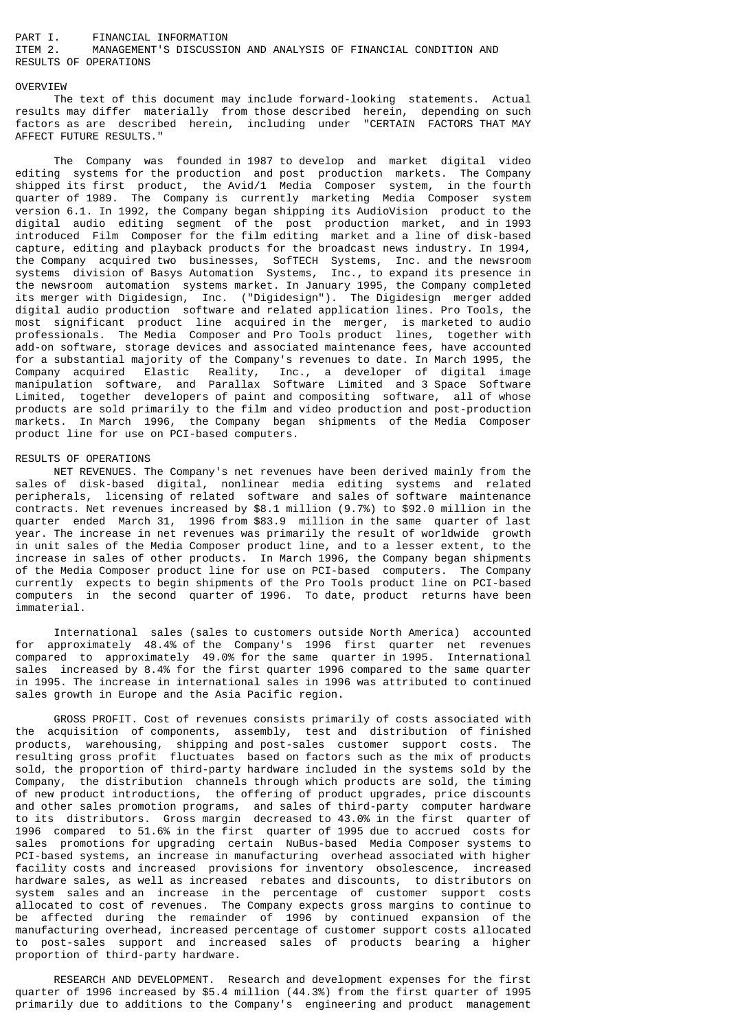PART I. FINANCIAL INFORMATION

ITEM 2. MANAGEMENT'S DISCUSSION AND ANALYSIS OF FINANCIAL CONDITION AND RESULTS OF OPERATIONS

OVERVIEW

The text of this document may include forward-looking statements. Actual results may differ materially from those described herein, depending on such factors as are described herein, including under "CERTAIN FACTORS THAT MAY AFFECT FUTURE RESULTS."

The Company was founded in 1987 to develop and market digital video editing systems for the production and post production markets. The Company shipped its first product, the Avid/1 Media Composer system, in the fourth quarter of 1989. The Company is currently marketing Media Composer system version 6.1. In 1992, the Company began shipping its AudioVision product to the digital audio editing segment of the post production market, and in 1993 introduced Film Composer for the film editing market and a line of disk-based capture, editing and playback products for the broadcast news industry. In 1994, the Company acquired two businesses, SofTECH Systems, Inc. and the newsroom systems division of Basys Automation Systems, Inc., to expand its presence in the newsroom automation systems market. In January 1995, the Company completed its merger with Digidesign, Inc. ("Digidesign"). The Digidesign merger added digital audio production software and related application lines. Pro Tools, the most significant product line acquired in the merger, is marketed to audio professionals. The Media Composer and Pro Tools product lines, together with add-on software, storage devices and associated maintenance fees, have accounted for a substantial majority of the Company's revenues to date. In March 1995, the Company acquired Elastic Reality, Inc., a developer of digital image manipulation software, and Parallax Software Limited and 3 Space Software Limited, together developers of paint and compositing software, all of whose products are sold primarily to the film and video production and post-production markets. In March 1996, the Company began shipments of the Media Composer product line for use on PCI-based computers.

RESULTS OF OPERATIONS

NET REVENUES. The Company's net revenues have been derived mainly from the sales of disk-based digital, nonlinear media editing systems and related peripherals, licensing of related software and sales of software maintenance contracts. Net revenues increased by $8.1 million (9.7%) to $92.0 million in the quarter ended March 31, 1996 from $83.9 million in the same quarter of last year. The increase in net revenues was primarily the result of worldwide growth in unit sales of the Media Composer product line, and to a lesser extent, to the increase in sales of other products. In March 1996, the Company began shipments of the Media Composer product line for use on PCI-based computers. The Company currently expects to begin shipments of the Pro Tools product line on PCI-based computers in the second quarter of 1996. To date, product returns have been immaterial.

International sales (sales to customers outside North America) accounted for approximately 48.4% of the Company's 1996 first quarter net revenues compared to approximately 49.0% for the same quarter in 1995. International sales increased by 8.4% for the first quarter 1996 compared to the same quarter in 1995. The increase in international sales in 1996 was attributed to continued sales growth in Europe and the Asia Pacific region.

GROSS PROFIT. Cost of revenues consists primarily of costs associated with the acquisition of components, assembly, test and distribution of finished products, warehousing, shipping and post-sales customer support costs. The resulting gross profit fluctuates based on factors such as the mix of products sold, the proportion of third-party hardware included in the systems sold by the Company, the distribution channels through which products are sold, the timing of new product introductions, the offering of product upgrades, price discounts and other sales promotion programs, and sales of third-party computer hardware to its distributors. Gross margin decreased to 43.0% in the first quarter of 1996 compared to 51.6% in the first quarter of 1995 due to accrued costs for sales promotions for upgrading certain NuBus-based Media Composer systems to PCI-based systems, an increase in manufacturing overhead associated with higher facility costs and increased provisions for inventory obsolescence, increased hardware sales, as well as increased rebates and discounts, to distributors on system sales and an increase in the percentage of customer support costs allocated to cost of revenues. The Company expects gross margins to continue to be affected during the remainder of 1996 by continued expansion of the manufacturing overhead, increased percentage of customer support costs allocated to post-sales support and increased sales of products bearing a higher proportion of third-party hardware.

RESEARCH AND DEVELOPMENT. Research and development expenses for the first quarter of 1996 increased by $5.4 million (44.3%) from the first quarter of 1995 primarily due to additions to the Company's engineering and product management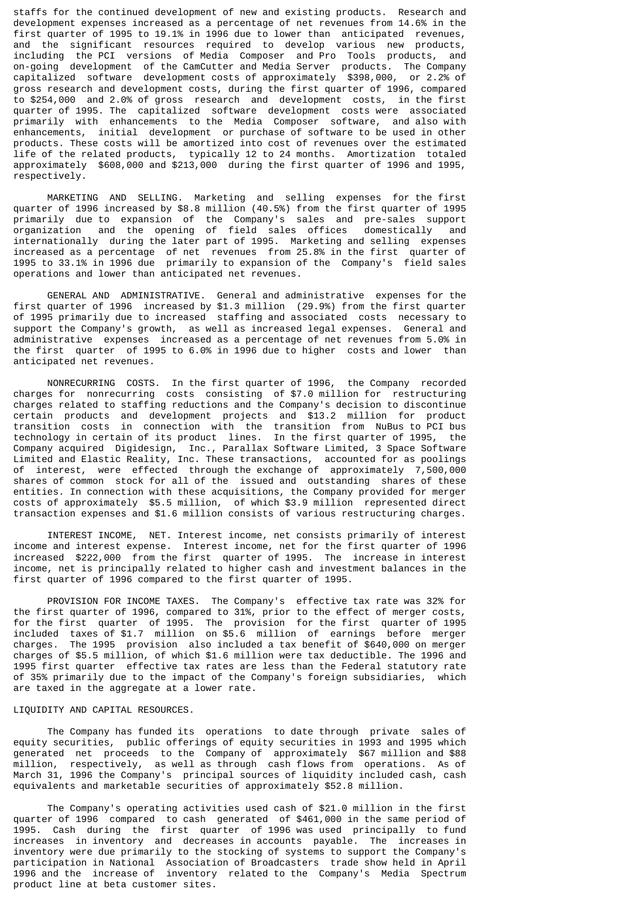staffs for the continued development of new and existing products. Research and development expenses increased as a percentage of net revenues from 14.6% in the first quarter of 1995 to 19.1% in 1996 due to lower than anticipated revenues, and the significant resources required to develop various new products, including the PCI versions of Media Composer and Pro Tools products, and on-going development of the CamCutter and Media Server products. The Company capitalized software development costs of approximately $398,000, or 2.2% of gross research and development costs, during the first quarter of 1996, compared to $254,000 and 2.0% of gross research and development costs, in the first quarter of 1995. The capitalized software development costs were associated primarily with enhancements to the Media Composer software, and also with enhancements, initial development or purchase of software to be used in other products. These costs will be amortized into cost of revenues over the estimated life of the related products, typically 12 to 24 months. Amortization totaled approximately $608,000 and $213,000 during the first quarter of 1996 and 1995, respectively.

MARKETING AND SELLING. Marketing and selling expenses for the first quarter of 1996 increased by $8.8 million (40.5%) from the first quarter of 1995 primarily due to expansion of the Company's sales and pre-sales support organization and the opening of field sales offices domestically and internationally during the later part of 1995. Marketing and selling expenses increased as a percentage of net revenues from 25.8% in the first quarter of 1995 to 33.1% in 1996 due primarily to expansion of the Company's field sales operations and lower than anticipated net revenues.

GENERAL AND ADMINISTRATIVE. General and administrative expenses for the first quarter of 1996 increased by $1.3 million (29.9%) from the first quarter of 1995 primarily due to increased staffing and associated costs necessary to support the Company's growth, as well as increased legal expenses. General and administrative expenses increased as a percentage of net revenues from 5.0% in the first quarter of 1995 to 6.0% in 1996 due to higher costs and lower than anticipated net revenues.

NONRECURRING COSTS. In the first quarter of 1996, the Company recorded charges for nonrecurring costs consisting of $7.0 million for restructuring charges related to staffing reductions and the Company's decision to discontinue certain products and development projects and $13.2 million for product transition costs in connection with the transition from NuBus to PCI bus technology in certain of its product lines. In the first quarter of 1995, the Company acquired Digidesign, Inc., Parallax Software Limited, 3 Space Software Limited and Elastic Reality, Inc. These transactions, accounted for as poolings of interest, were effected through the exchange of approximately 7,500,000 shares of common stock for all of the issued and outstanding shares of these entities. In connection with these acquisitions, the Company provided for merger costs of approximately $5.5 million, of which $3.9 million represented direct transaction expenses and $1.6 million consists of various restructuring charges.

INTEREST INCOME, NET. Interest income, net consists primarily of interest income and interest expense. Interest income, net for the first quarter of 1996 increased $222,000 from the first quarter of 1995. The increase in interest income, net is principally related to higher cash and investment balances in the first quarter of 1996 compared to the first quarter of 1995.

PROVISION FOR INCOME TAXES. The Company's effective tax rate was 32% for the first quarter of 1996, compared to 31%, prior to the effect of merger costs, for the first quarter of 1995. The provision for the first quarter of 1995 included taxes of $1.7 million on $5.6 million of earnings before merger charges. The 1995 provision also included a tax benefit of $640,000 on merger charges of $5.5 million, of which $1.6 million were tax deductible. The 1996 and 1995 first quarter effective tax rates are less than the Federal statutory rate of 35% primarily due to the impact of the Company's foreign subsidiaries, which are taxed in the aggregate at a lower rate.

LIQUIDITY AND CAPITAL RESOURCES.

The Company has funded its operations to date through private sales of equity securities, public offerings of equity securities in 1993 and 1995 which generated net proceeds to the Company of approximately $67 million and $88 million, respectively, as well as through cash flows from operations. As of March 31, 1996 the Company's principal sources of liquidity included cash, cash equivalents and marketable securities of approximately $52.8 million.

The Company's operating activities used cash of $21.0 million in the first quarter of 1996 compared to cash generated of $461,000 in the same period of 1995. Cash during the first quarter of 1996 was used principally to fund increases in inventory and decreases in accounts payable. The increases in inventory were due primarily to the stocking of systems to support the Company's participation in National Association of Broadcasters trade show held in April 1996 and the increase of inventory related to the Company's Media Spectrum product line at beta customer sites.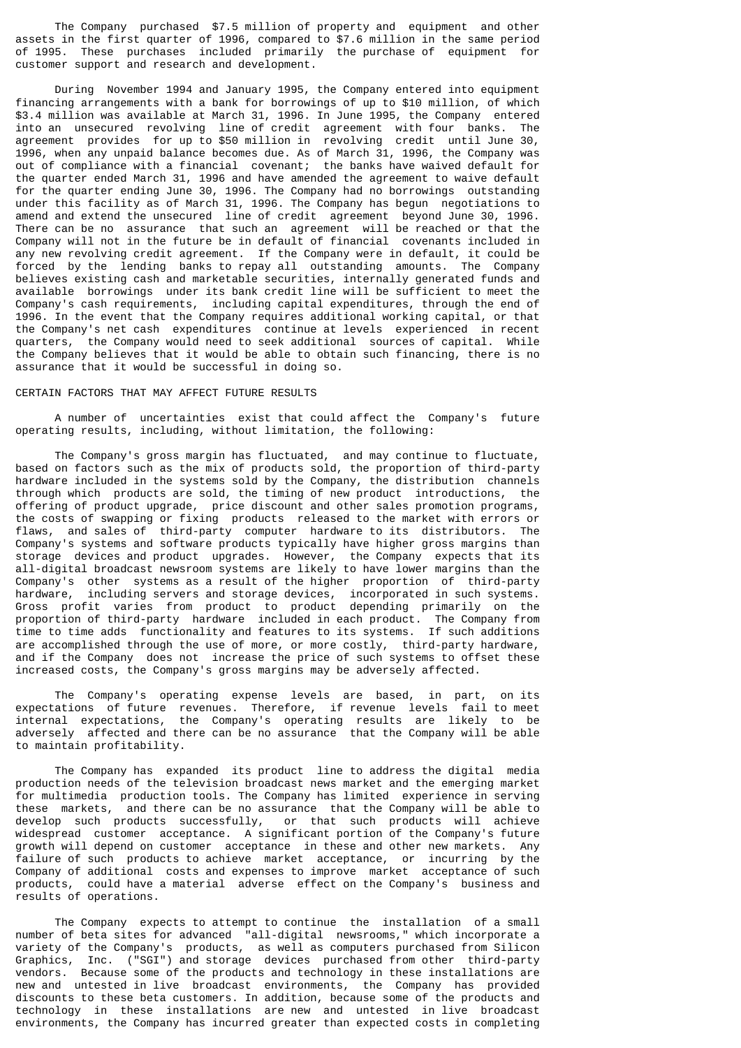The Company purchased $7.5 million of property and equipment and other assets in the first quarter of 1996, compared to $7.6 million in the same period of 1995. These purchases included primarily the purchase of equipment for customer support and research and development.

During November 1994 and January 1995, the Company entered into equipment financing arrangements with a bank for borrowings of up to $10 million, of which $3.4 million was available at March 31, 1996. In June 1995, the Company entered into an unsecured revolving line of credit agreement with four banks. The agreement provides for up to $50 million in revolving credit until June 30, 1996, when any unpaid balance becomes due. As of March 31, 1996, the Company was out of compliance with a financial covenant; the banks have waived default for the quarter ended March 31, 1996 and have amended the agreement to waive default for the quarter ending June 30, 1996. The Company had no borrowings outstanding under this facility as of March 31, 1996. The Company has begun negotiations to amend and extend the unsecured line of credit agreement beyond June 30, 1996. There can be no assurance that such an agreement will be reached or that the Company will not in the future be in default of financial covenants included in any new revolving credit agreement. If the Company were in default, it could be forced by the lending banks to repay all outstanding amounts. The Company believes existing cash and marketable securities, internally generated funds and available borrowings under its bank credit line will be sufficient to meet the Company's cash requirements, including capital expenditures, through the end of 1996. In the event that the Company requires additional working capital, or that the Company's net cash expenditures continue at levels experienced in recent quarters, the Company would need to seek additional sources of capital. While the Company believes that it would be able to obtain such financing, there is no assurance that it would be successful in doing so.

## CERTAIN FACTORS THAT MAY AFFECT FUTURE RESULTS

A number of uncertainties exist that could affect the Company's future operating results, including, without limitation, the following:

The Company's gross margin has fluctuated, and may continue to fluctuate, based on factors such as the mix of products sold, the proportion of third-party hardware included in the systems sold by the Company, the distribution channels through which products are sold, the timing of new product introductions, the offering of product upgrade, price discount and other sales promotion programs, the costs of swapping or fixing products released to the market with errors or flaws, and sales of third-party computer hardware to its distributors. The Company's systems and software products typically have higher gross margins than storage devices and product upgrades. However, the Company expects that its all-digital broadcast newsroom systems are likely to have lower margins than the Company's other systems as a result of the higher proportion of third-party hardware, including servers and storage devices, incorporated in such systems. Gross profit varies from product to product depending primarily on the proportion of third-party hardware included in each product. The Company from time to time adds functionality and features to its systems. If such additions are accomplished through the use of more, or more costly, third-party hardware, and if the Company does not increase the price of such systems to offset these increased costs, the Company's gross margins may be adversely affected.

The Company's operating expense levels are based, in part, on its expectations of future revenues. Therefore, if revenue levels fail to meet internal expectations, the Company's operating results are likely to be adversely affected and there can be no assurance that the Company will be able to maintain profitability.

The Company has expanded its product line to address the digital media production needs of the television broadcast news market and the emerging market for multimedia production tools. The Company has limited experience in serving these markets, and there can be no assurance that the Company will be able to develop such products successfully, or that such products will achieve widespread customer acceptance. A significant portion of the Company's future growth will depend on customer acceptance in these and other new markets. Any failure of such products to achieve market acceptance, or incurring by the Company of additional costs and expenses to improve market acceptance of such products, could have a material adverse effect on the Company's business and results of operations.

The Company expects to attempt to continue the installation of a small number of beta sites for advanced "all-digital newsrooms," which incorporate a variety of the Company's products, as well as computers purchased from Silicon Graphics, Inc. ("SGI") and storage devices purchased from other third-party vendors. Because some of the products and technology in these installations are new and untested in live broadcast environments, the Company has provided discounts to these beta customers. In addition, because some of the products and technology in these installations are new and untested in live broadcast environments, the Company has incurred greater than expected costs in completing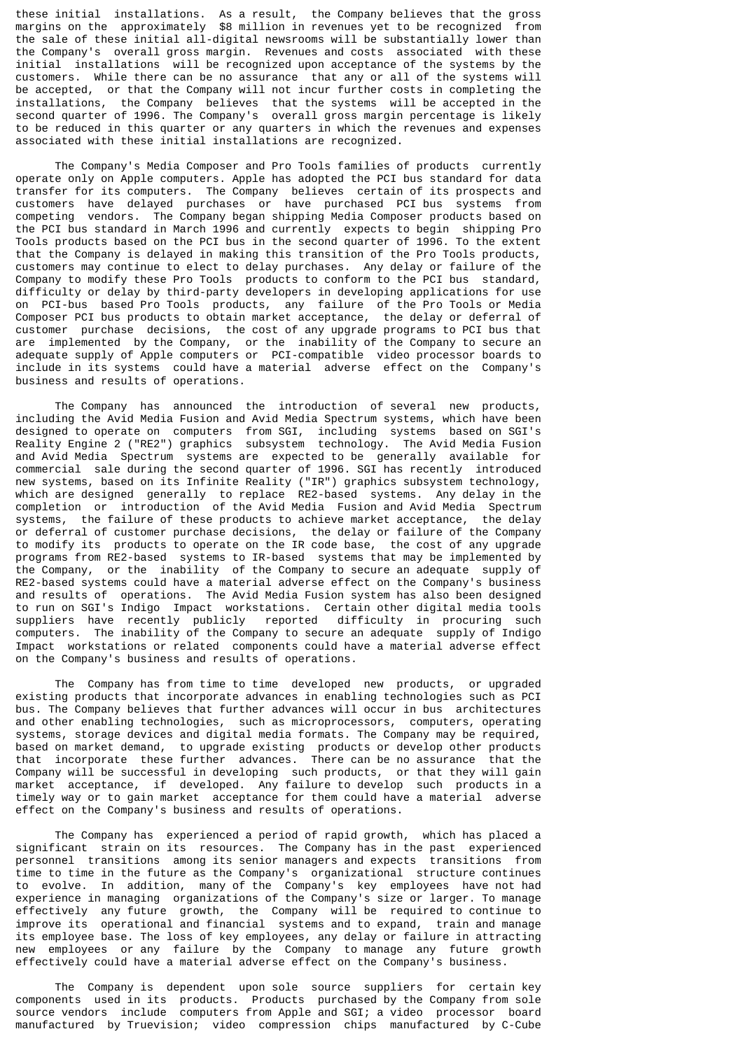these initial installations. As a result, the Company believes that the gross margins on the approximately $8 million in revenues yet to be recognized from the sale of these initial all-digital newsrooms will be substantially lower than the Company's overall gross margin. Revenues and costs associated with these initial installations will be recognized upon acceptance of the systems by the customers. While there can be no assurance that any or all of the systems will be accepted, or that the Company will not incur further costs in completing the installations, the Company believes that the systems will be accepted in the second quarter of 1996. The Company's overall gross margin percentage is likely to be reduced in this quarter or any quarters in which the revenues and expenses associated with these initial installations are recognized.

The Company's Media Composer and Pro Tools families of products currently operate only on Apple computers. Apple has adopted the PCI bus standard for data transfer for its computers. The Company believes certain of its prospects and customers have delayed purchases or have purchased PCI bus systems from competing vendors. The Company began shipping Media Composer products based on the PCI bus standard in March 1996 and currently expects to begin shipping Pro Tools products based on the PCI bus in the second quarter of 1996. To the extent that the Company is delayed in making this transition of the Pro Tools products, customers may continue to elect to delay purchases. Any delay or failure of the Company to modify these Pro Tools products to conform to the PCI bus standard, difficulty or delay by third-party developers in developing applications for use on PCI-bus based Pro Tools products, any failure of the Pro Tools or Media Composer PCI bus products to obtain market acceptance, the delay or deferral of customer purchase decisions, the cost of any upgrade programs to PCI bus that are implemented by the Company, or the inability of the Company to secure an adequate supply of Apple computers or PCI-compatible video processor boards to include in its systems could have a material adverse effect on the Company's business and results of operations.

The Company has announced the introduction of several new products, including the Avid Media Fusion and Avid Media Spectrum systems, which have been designed to operate on computers from SGI, including systems based on SGI's Reality Engine 2 ("RE2") graphics subsystem technology. The Avid Media Fusion and Avid Media Spectrum systems are expected to be generally available for commercial sale during the second quarter of 1996. SGI has recently introduced new systems, based on its Infinite Reality ("IR") graphics subsystem technology, which are designed generally to replace RE2-based systems. Any delay in the completion or introduction of the Avid Media Fusion and Avid Media Spectrum systems, the failure of these products to achieve market acceptance, the delay or deferral of customer purchase decisions, the delay or failure of the Company to modify its products to operate on the IR code base, the cost of any upgrade programs from RE2-based systems to IR-based systems that may be implemented by the Company, or the inability of the Company to secure an adequate supply of RE2-based systems could have a material adverse effect on the Company's business and results of operations. The Avid Media Fusion system has also been designed to run on SGI's Indigo Impact workstations. Certain other digital media tools suppliers have recently publicly reported difficulty in procuring such computers. The inability of the Company to secure an adequate supply of Indigo Impact workstations or related components could have a material adverse effect on the Company's business and results of operations.

The Company has from time to time developed new products, or upgraded existing products that incorporate advances in enabling technologies such as PCI bus. The Company believes that further advances will occur in bus architectures and other enabling technologies, such as microprocessors, computers, operating systems, storage devices and digital media formats. The Company may be required, based on market demand, to upgrade existing products or develop other products that incorporate these further advances. There can be no assurance that the Company will be successful in developing such products, or that they will gain market acceptance, if developed. Any failure to develop such products in a timely way or to gain market acceptance for them could have a material adverse effect on the Company's business and results of operations.

The Company has experienced a period of rapid growth, which has placed a significant strain on its resources. The Company has in the past experienced personnel transitions among its senior managers and expects transitions from time to time in the future as the Company's organizational structure continues to evolve. In addition, many of the Company's key employees have not had experience in managing organizations of the Company's size or larger. To manage effectively any future growth, the Company will be required to continue to improve its operational and financial systems and to expand, train and manage its employee base. The loss of key employees, any delay or failure in attracting new employees or any failure by the Company to manage any future growth effectively could have a material adverse effect on the Company's business.

The Company is dependent upon sole source suppliers for certain key components used in its products. Products purchased by the Company from sole source vendors include computers from Apple and SGI; a video processor board manufactured by Truevision; video compression chips manufactured by C-Cube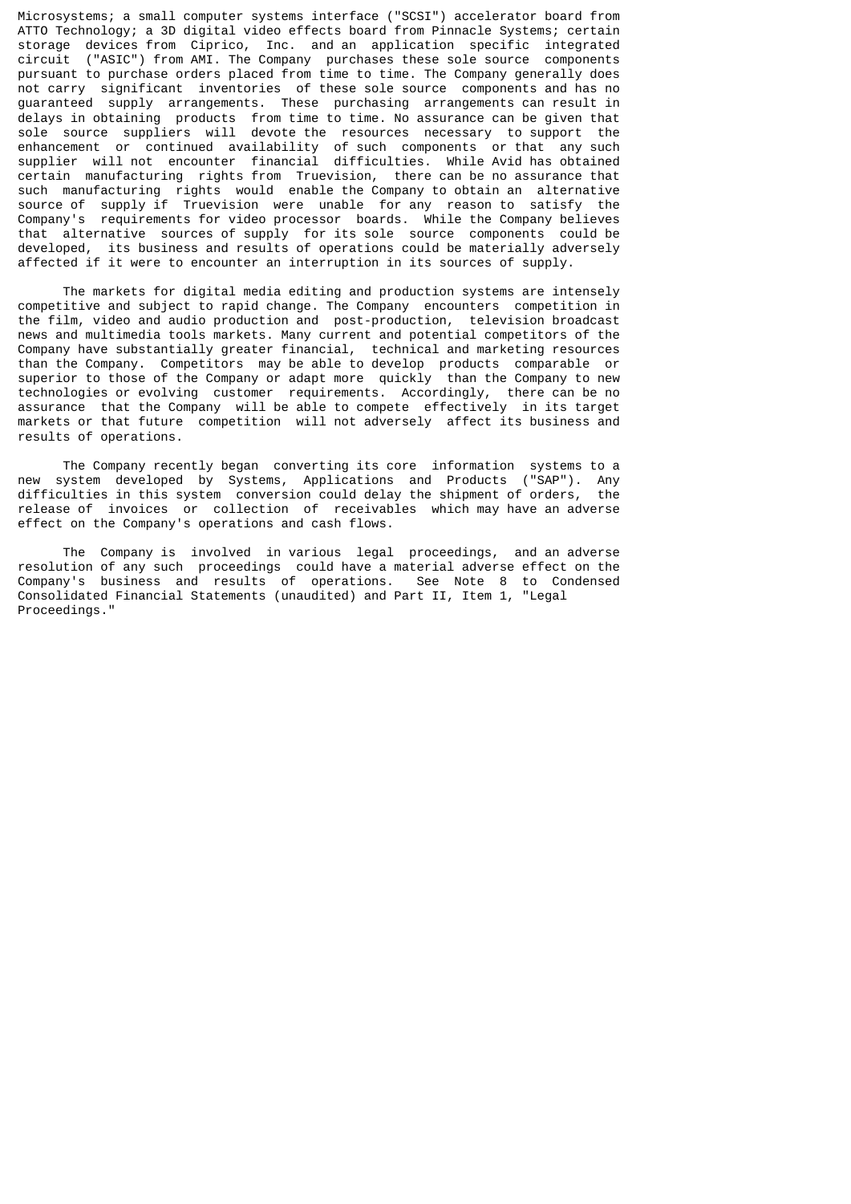Microsystems; a small computer systems interface ("SCSI") accelerator board from ATTO Technology; a 3D digital video effects board from Pinnacle Systems; certain storage devices from Ciprico, Inc. and an application specific integrated circuit ("ASIC") from AMI. The Company purchases these sole source components pursuant to purchase orders placed from time to time. The Company generally does not carry significant inventories of these sole source components and has no guaranteed supply arrangements. These purchasing arrangements can result in delays in obtaining products from time to time. No assurance can be given that sole source suppliers will devote the resources necessary to support the enhancement or continued availability of such components or that any such supplier will not encounter financial difficulties. While Avid has obtained certain manufacturing rights from Truevision, there can be no assurance that such manufacturing rights would enable the Company to obtain an alternative source of supply if Truevision were unable for any reason to satisfy the Company's requirements for video processor boards. While the Company believes that alternative sources of supply for its sole source components could be developed, its business and results of operations could be materially adversely affected if it were to encounter an interruption in its sources of supply.

The markets for digital media editing and production systems are intensely competitive and subject to rapid change. The Company encounters competition in the film, video and audio production and post-production, television broadcast news and multimedia tools markets. Many current and potential competitors of the Company have substantially greater financial, technical and marketing resources than the Company. Competitors may be able to develop products comparable or superior to those of the Company or adapt more quickly than the Company to new technologies or evolving customer requirements. Accordingly, there can be no assurance that the Company will be able to compete effectively in its target markets or that future competition will not adversely affect its business and results of operations.

The Company recently began converting its core information systems to a new system developed by Systems, Applications and Products ("SAP"). Any difficulties in this system conversion could delay the shipment of orders, the release of invoices or collection of receivables which may have an adverse effect on the Company's operations and cash flows.

The Company is involved in various legal proceedings, and an adverse resolution of any such proceedings could have a material adverse effect on the Company's business and results of operations. See Note 8 to Condensed Consolidated Financial Statements (unaudited) and Part II, Item 1, "Legal Proceedings."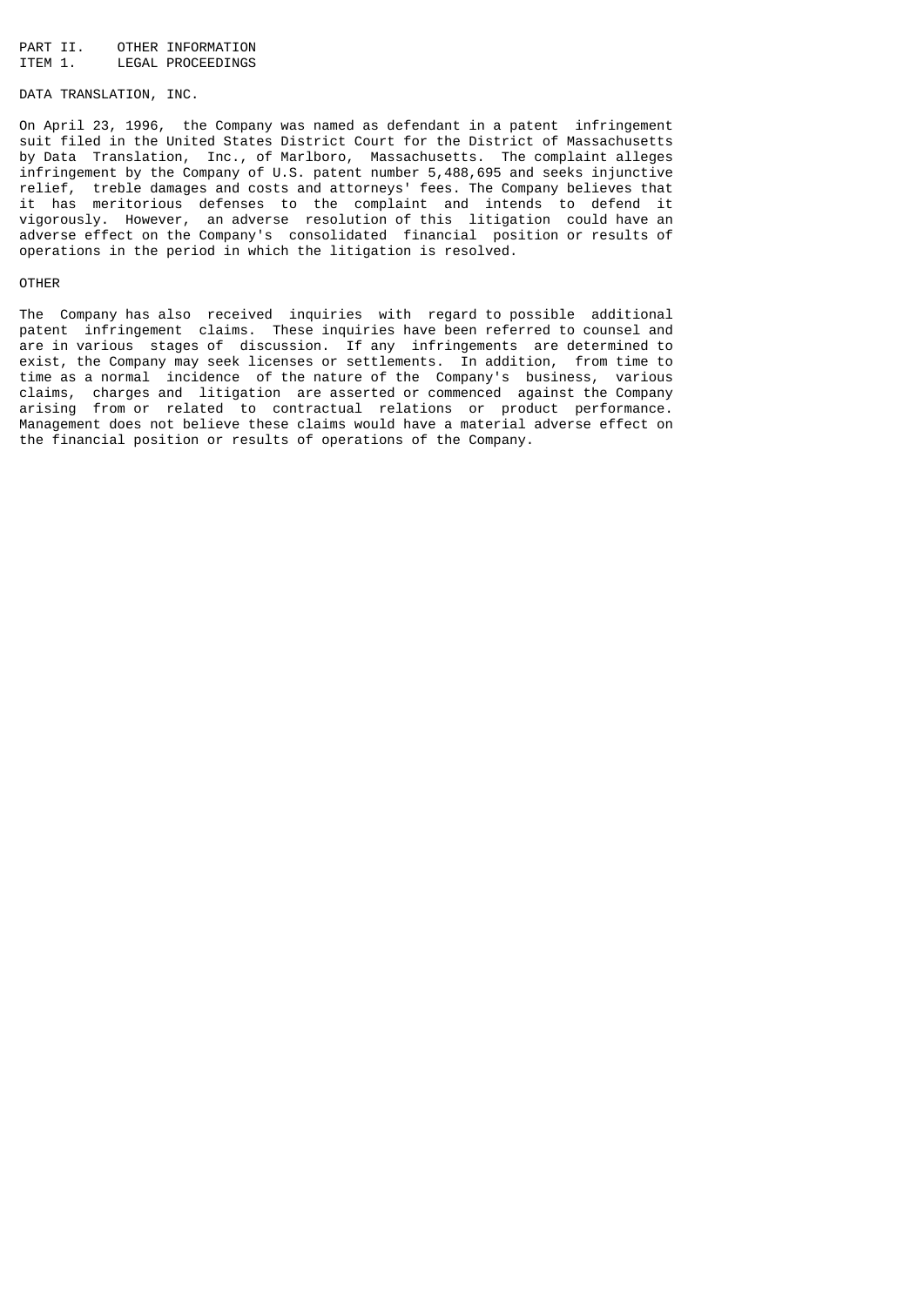## PART II. OTHER INFORMATION

### ITEM 1. LEGAL PROCEEDINGS

DATA TRANSLATION, INC.

On April 23, 1996, the Company was named as defendant in a patent infringement suit filed in the United States District Court for the District of Massachusetts by Data Translation, Inc., of Marlboro, Massachusetts. The complaint alleges infringement by the Company of U.S. patent number 5,488,695 and seeks injunctive relief, treble damages and costs and attorneys' fees. The Company believes that it has meritorious defenses to the complaint and intends to defend it vigorously. However, an adverse resolution of this litigation could have an adverse effect on the Company's consolidated financial position or results of operations in the period in which the litigation is resolved.

OTHER

The Company has also received inquiries with regard to possible additional patent infringement claims. These inquiries have been referred to counsel and are in various stages of discussion. If any infringements are determined to exist, the Company may seek licenses or settlements. In addition, from time to time as a normal incidence of the nature of the Company's business, various claims, charges and litigation are asserted or commenced against the Company arising from or related to contractual relations or product performance. Management does not believe these claims would have a material adverse effect on the financial position or results of operations of the Company.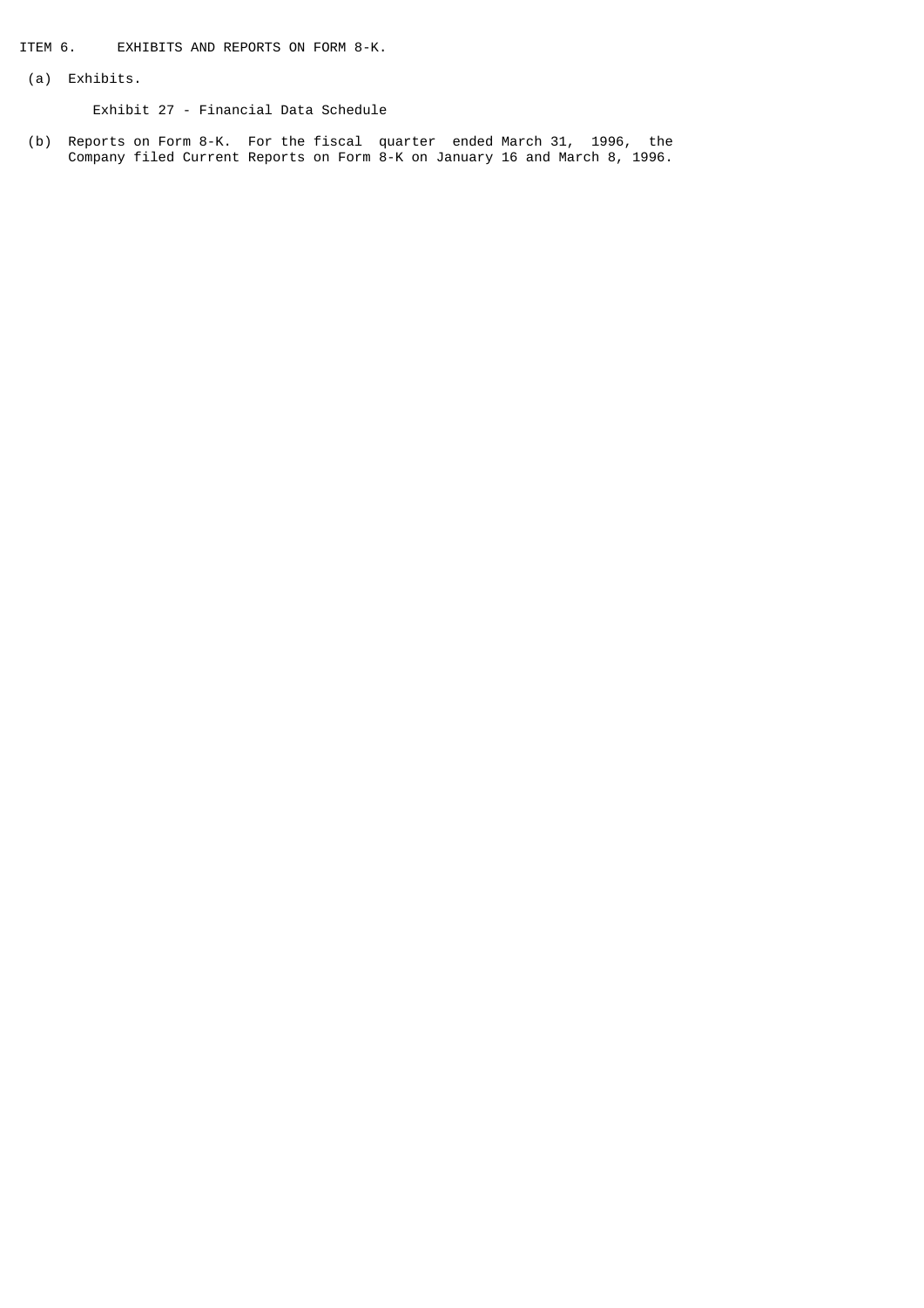ITEM 6. EXHIBITS AND REPORTS ON FORM 8-K.

(a) Exhibits.

Exhibit 27 - Financial Data Schedule

(b) Reports on Form 8-K. For the fiscal quarter ended March 31, 1996, the Company filed Current Reports on Form 8-K on January 16 and March 8, 1996.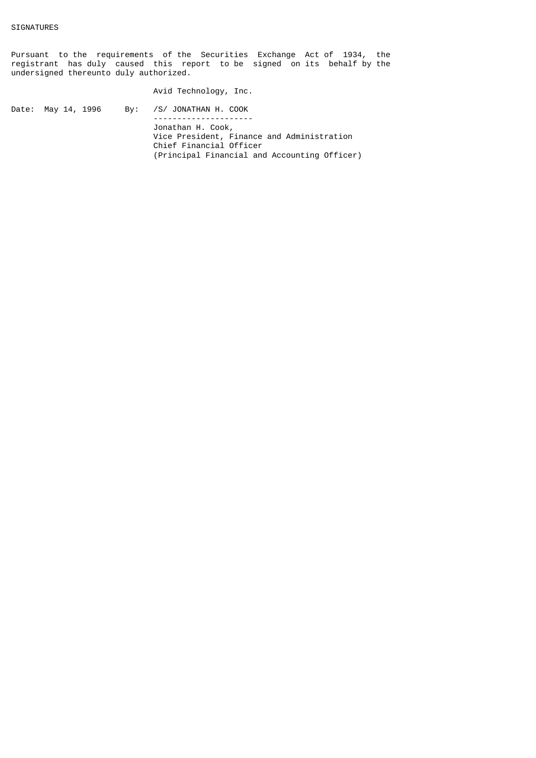## SIGNATURES

Pursuant to the requirements of the Securities Exchange Act of 1934, the registrant has duly caused this report to be signed on its behalf by the undersigned thereunto duly authorized.

Avid Technology, Inc.

Date: May 14, 1996 By: /S/ JONATHAN H. COOK

---

Jonathan H. Cook,
Vice President, Finance and Administration
Chief Financial Officer
(Principal Financial and Accounting Officer)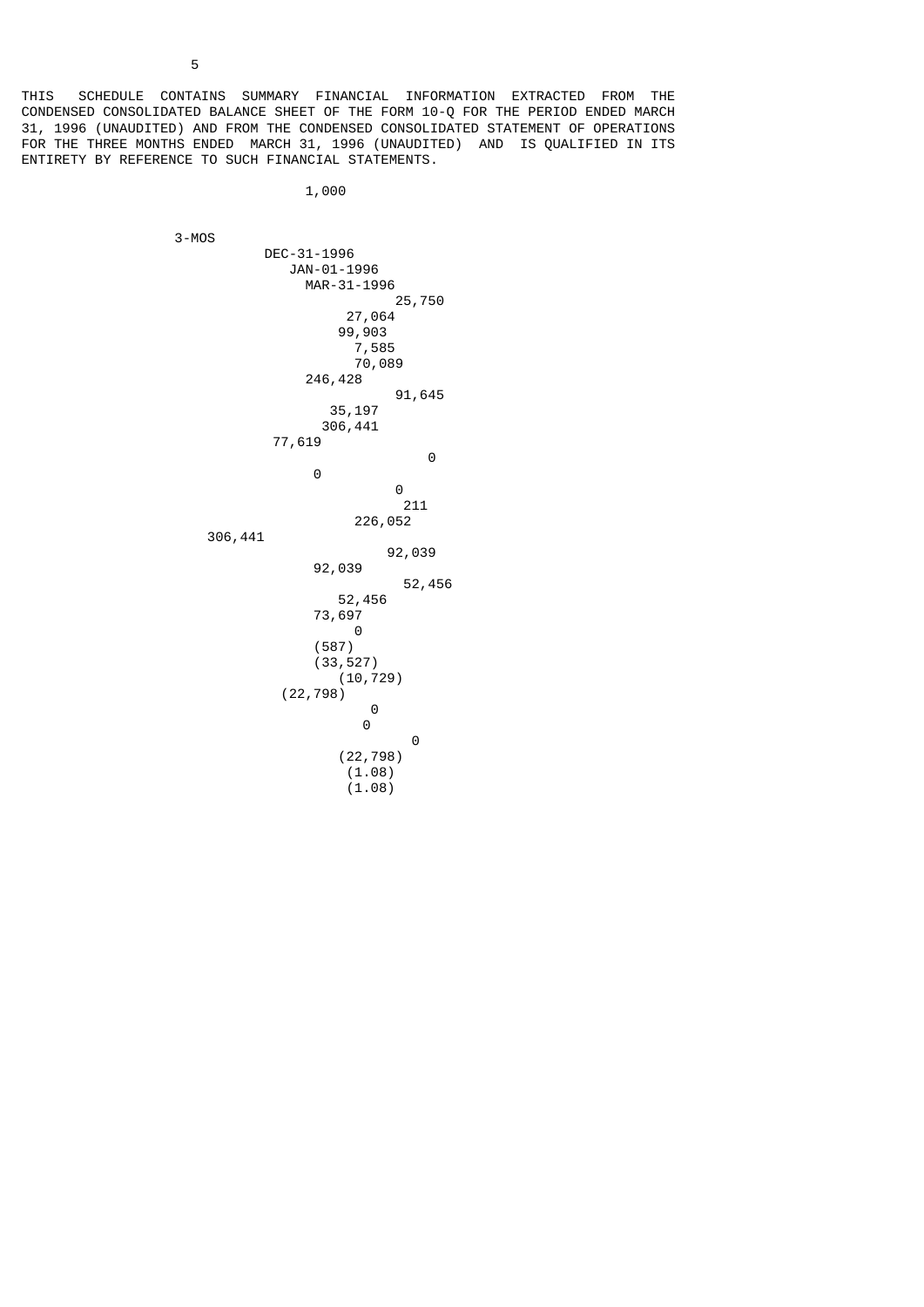THIS SCHEDULE CONTAINS SUMMARY FINANCIAL INFORMATION EXTRACTED FROM THE CONDENSED CONSOLIDATED BALANCE SHEET OF THE FORM 10-Q FOR THE PERIOD ENDED MARCH 31, 1996 (UNAUDITED) AND FROM THE CONDENSED CONSOLIDATED STATEMENT OF OPERATIONS FOR THE THREE MONTHS ENDED MARCH 31, 1996 (UNAUDITED) AND IS QUALIFIED IN ITS ENTIRETY BY REFERENCE TO SUCH FINANCIAL STATEMENTS.

1,000

3-MOS
DEC-31-1996
JAN-01-1996
MAR-31-1996
25,750
27,064
99,903
7,585
70,089
246,428
91,645
35,197
306,441
77,619
0
0
0
211
226,052
306,441
92,039
92,039
52,456
52,456
73,697
0
(587)
(33,527)
(10,729)
(22,798)
0
0
0
(22,798)
(1.08)
(1.08)